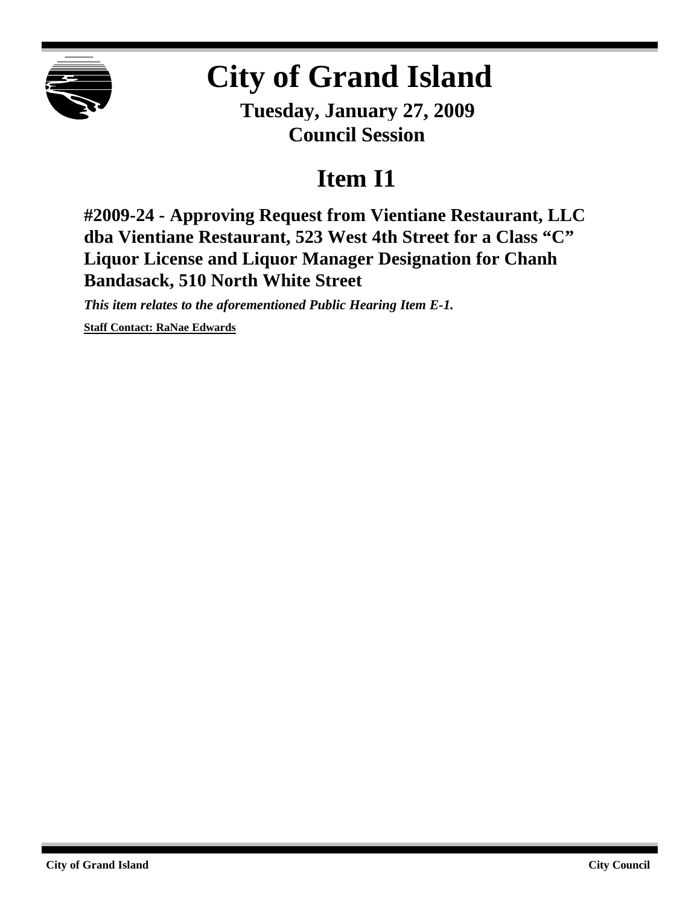# City of Grand Island

**Tuesday, January 27, 2009**
**Council Session**

## Item I1

### #2009-24 - Approving Request from Vientiane Restaurant, LLC dba Vientiane Restaurant, 523 West 4th Street for a Class "C" Liquor License and Liquor Manager Designation for Chanh Bandasack, 510 North White Street

***This item relates to the aforementioned Public Hearing Item E-1.***

**Staff Contact: RaNae Edwards**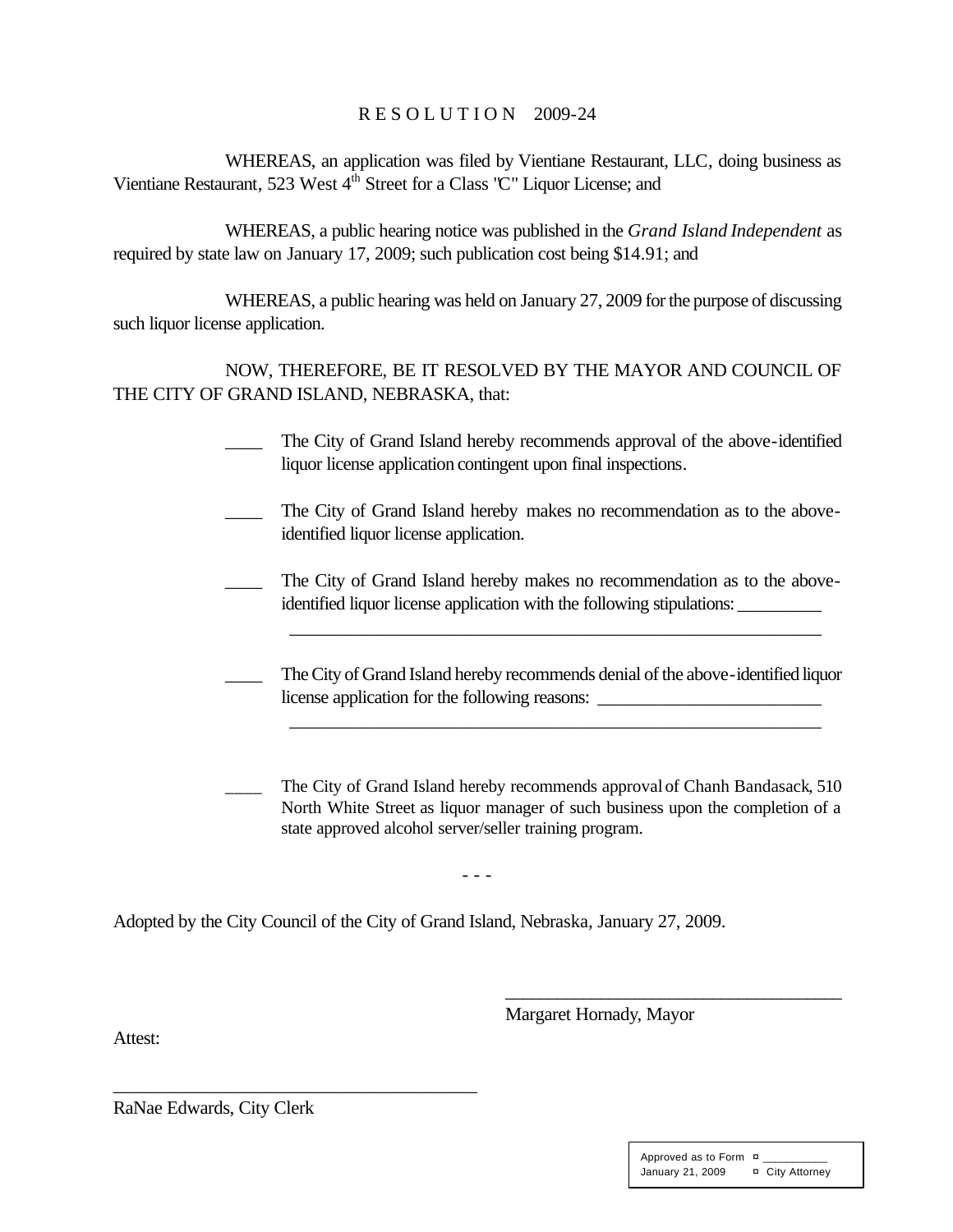R E S O L U T I O N 2009-24

WHEREAS, an application was filed by Vientiane Restaurant, LLC, doing business as Vientiane Restaurant, 523 West 4th Street for a Class "C" Liquor License; and

WHEREAS, a public hearing notice was published in the *Grand Island Independent* as required by state law on January 17, 2009; such publication cost being $14.91; and

WHEREAS, a public hearing was held on January 27, 2009 for the purpose of discussing such liquor license application.

NOW, THEREFORE, BE IT RESOLVED BY THE MAYOR AND COUNCIL OF THE CITY OF GRAND ISLAND, NEBRASKA, that:

____ The City of Grand Island hereby recommends approval of the above-identified liquor license application contingent upon final inspections.

____ The City of Grand Island hereby makes no recommendation as to the above-identified liquor license application.

____ The City of Grand Island hereby makes no recommendation as to the above-identified liquor license application with the following stipulations: _________ ____________________________________________________________

____ The City of Grand Island hereby recommends denial of the above-identified liquor license application for the following reasons: ________________________ ____________________________________________________________

____ The City of Grand Island hereby recommends approval of Chanh Bandasack, 510 North White Street as liquor manager of such business upon the completion of a state approved alcohol server/seller training program.

- - -

Adopted by the City Council of the City of Grand Island, Nebraska, January 27, 2009.

____________________________________
Margaret Hornady, Mayor

Attest:

____________________________________
RaNae Edwards, City Clerk

Approved as to Form ¤ __________
January 21, 2009 ¤ City Attorney